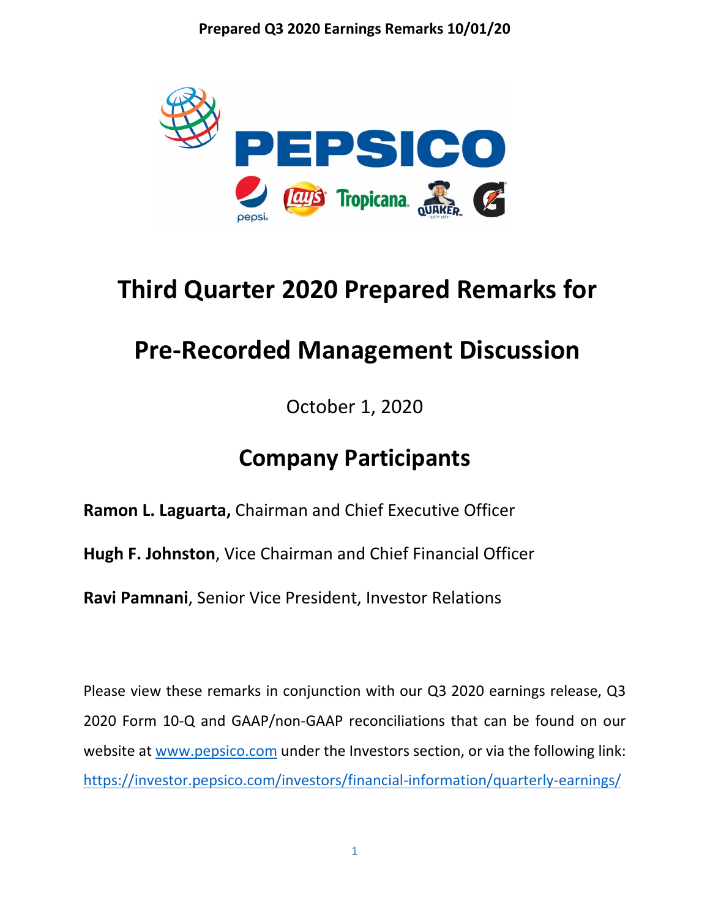# Third Quarter 2020 Prepared Remarks for

# Pre-Recorded Management Discussion

October 1, 2020

## Company Participants

**Ramon L. Laguarta,** Chairman and Chief Executive Officer

**Hugh F. Johnston**, Vice Chairman and Chief Financial Officer

**Ravi Pamnani**, Senior Vice President, Investor Relations

Please view these remarks in conjunction with our Q3 2020 earnings release, Q3 2020 Form 10-Q and GAAP/non-GAAP reconciliations that can be found on our website at www.pepsico.com under the Investors section, or via the following link: https://investor.pepsico.com/investors/financial-information/quarterly-earnings/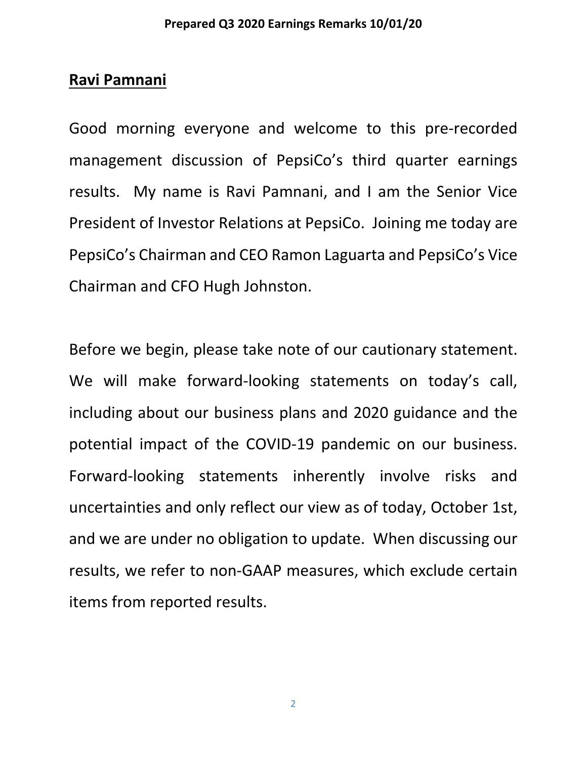**Ravi Pamnani**

Good morning everyone and welcome to this pre-recorded management discussion of PepsiCo's third quarter earnings results. My name is Ravi Pamnani, and I am the Senior Vice President of Investor Relations at PepsiCo. Joining me today are PepsiCo's Chairman and CEO Ramon Laguarta and PepsiCo's Vice Chairman and CFO Hugh Johnston.

Before we begin, please take note of our cautionary statement. We will make forward-looking statements on today's call, including about our business plans and 2020 guidance and the potential impact of the COVID-19 pandemic on our business. Forward-looking statements inherently involve risks and uncertainties and only reflect our view as of today, October 1st, and we are under no obligation to update. When discussing our results, we refer to non-GAAP measures, which exclude certain items from reported results.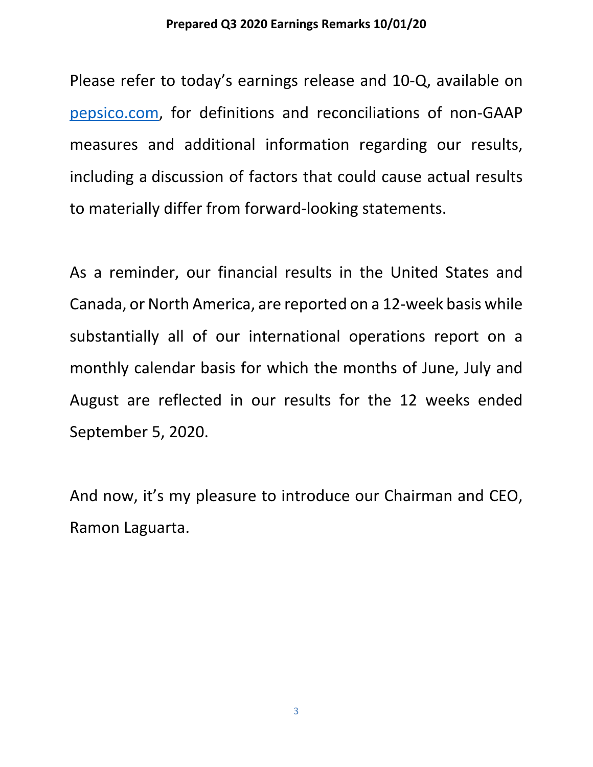Please refer to today's earnings release and 10-Q, available on [pepsico.com](pepsico.com), for definitions and reconciliations of non-GAAP measures and additional information regarding our results, including a discussion of factors that could cause actual results to materially differ from forward-looking statements.

As a reminder, our financial results in the United States and Canada, or North America, are reported on a 12-week basis while substantially all of our international operations report on a monthly calendar basis for which the months of June, July and August are reflected in our results for the 12 weeks ended September 5, 2020.

And now, it's my pleasure to introduce our Chairman and CEO, Ramon Laguarta.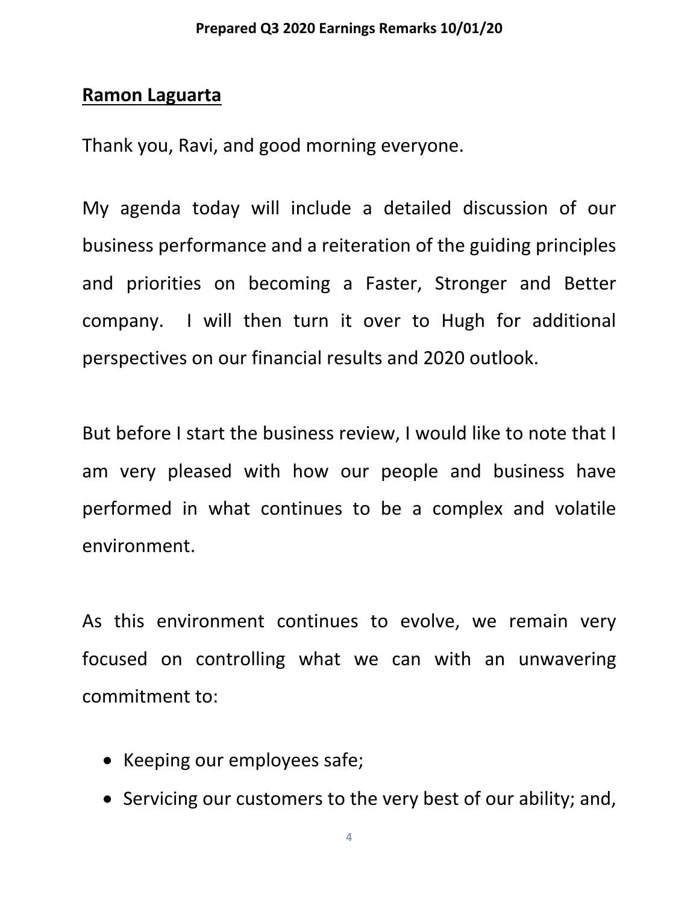**Ramon Laguarta**

Thank you, Ravi, and good morning everyone.

My agenda today will include a detailed discussion of our business performance and a reiteration of the guiding principles and priorities on becoming a Faster, Stronger and Better company. I will then turn it over to Hugh for additional perspectives on our financial results and 2020 outlook.

But before I start the business review, I would like to note that I am very pleased with how our people and business have performed in what continues to be a complex and volatile environment.

As this environment continues to evolve, we remain very focused on controlling what we can with an unwavering commitment to:

- Keeping our employees safe;
- Servicing our customers to the very best of our ability; and,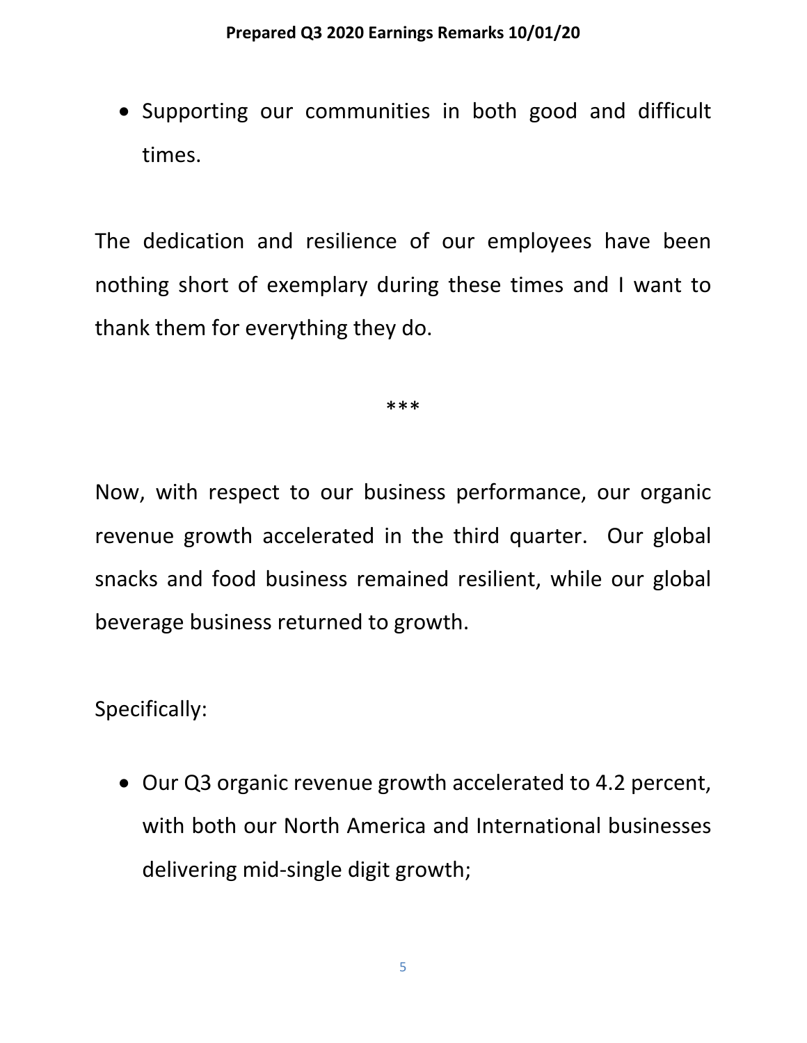- Supporting our communities in both good and difficult times.

The dedication and resilience of our employees have been nothing short of exemplary during these times and I want to thank them for everything they do.

***

Now, with respect to our business performance, our organic revenue growth accelerated in the third quarter. Our global snacks and food business remained resilient, while our global beverage business returned to growth.

Specifically:

- Our Q3 organic revenue growth accelerated to 4.2 percent, with both our North America and International businesses delivering mid-single digit growth;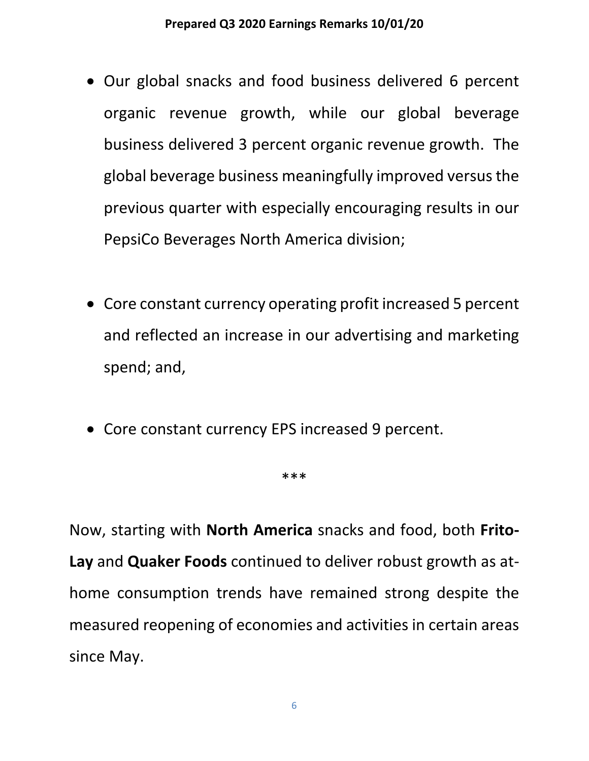- Our global snacks and food business delivered 6 percent organic revenue growth, while our global beverage business delivered 3 percent organic revenue growth. The global beverage business meaningfully improved versus the previous quarter with especially encouraging results in our PepsiCo Beverages North America division;

- Core constant currency operating profit increased 5 percent and reflected an increase in our advertising and marketing spend; and,

- Core constant currency EPS increased 9 percent.

***

Now, starting with **North America** snacks and food, both **Frito-Lay** and **Quaker Foods** continued to deliver robust growth as at-home consumption trends have remained strong despite the measured reopening of economies and activities in certain areas since May.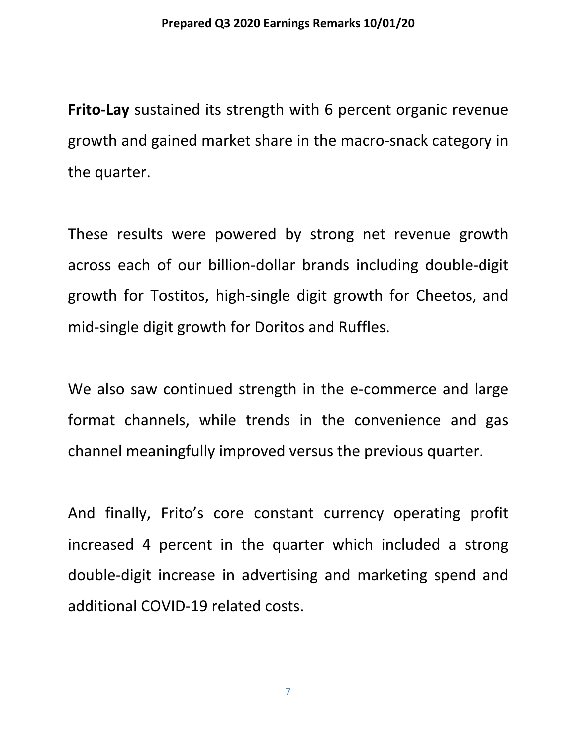**Frito-Lay** sustained its strength with 6 percent organic revenue growth and gained market share in the macro-snack category in the quarter.

These results were powered by strong net revenue growth across each of our billion-dollar brands including double-digit growth for Tostitos, high-single digit growth for Cheetos, and mid-single digit growth for Doritos and Ruffles.

We also saw continued strength in the e-commerce and large format channels, while trends in the convenience and gas channel meaningfully improved versus the previous quarter.

And finally, Frito's core constant currency operating profit increased 4 percent in the quarter which included a strong double-digit increase in advertising and marketing spend and additional COVID-19 related costs.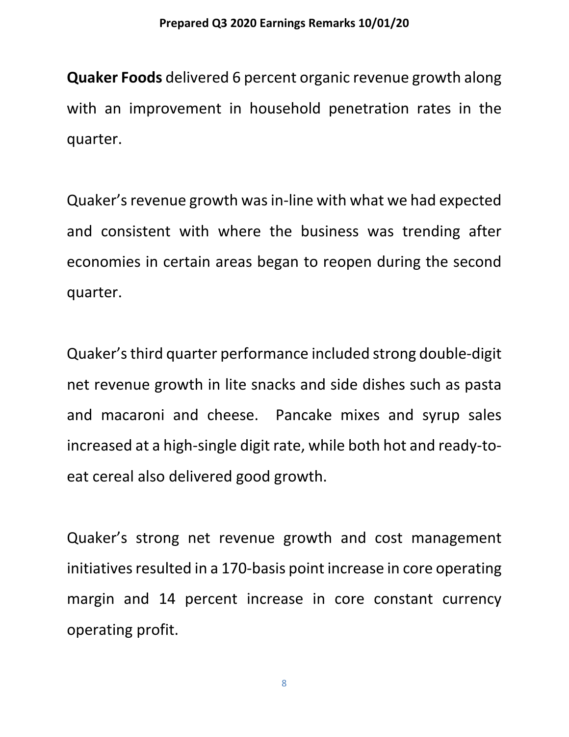**Quaker Foods** delivered 6 percent organic revenue growth along with an improvement in household penetration rates in the quarter.

Quaker's revenue growth was in-line with what we had expected and consistent with where the business was trending after economies in certain areas began to reopen during the second quarter.

Quaker's third quarter performance included strong double-digit net revenue growth in lite snacks and side dishes such as pasta and macaroni and cheese. Pancake mixes and syrup sales increased at a high-single digit rate, while both hot and ready-to-eat cereal also delivered good growth.

Quaker's strong net revenue growth and cost management initiatives resulted in a 170-basis point increase in core operating margin and 14 percent increase in core constant currency operating profit.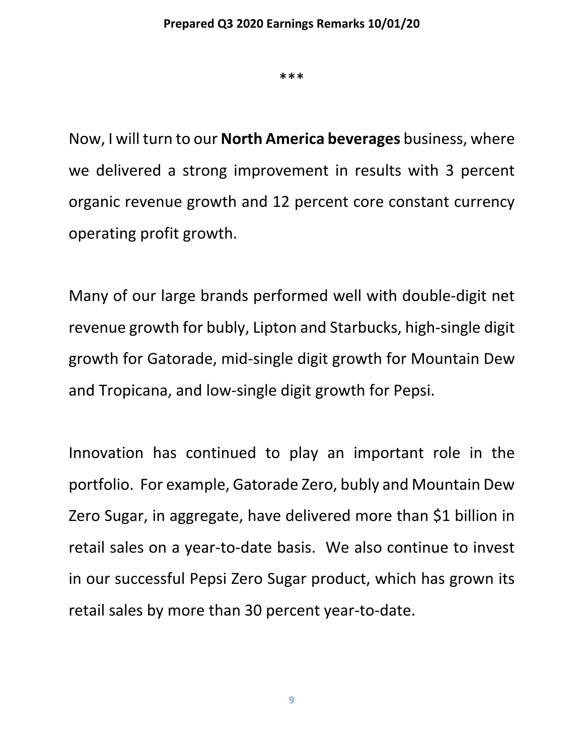***

Now, I will turn to our **North America beverages** business, where we delivered a strong improvement in results with 3 percent organic revenue growth and 12 percent core constant currency operating profit growth.

Many of our large brands performed well with double-digit net revenue growth for bubly, Lipton and Starbucks, high-single digit growth for Gatorade, mid-single digit growth for Mountain Dew and Tropicana, and low-single digit growth for Pepsi.

Innovation has continued to play an important role in the portfolio. For example, Gatorade Zero, bubly and Mountain Dew Zero Sugar, in aggregate, have delivered more than $1 billion in retail sales on a year-to-date basis. We also continue to invest in our successful Pepsi Zero Sugar product, which has grown its retail sales by more than 30 percent year-to-date.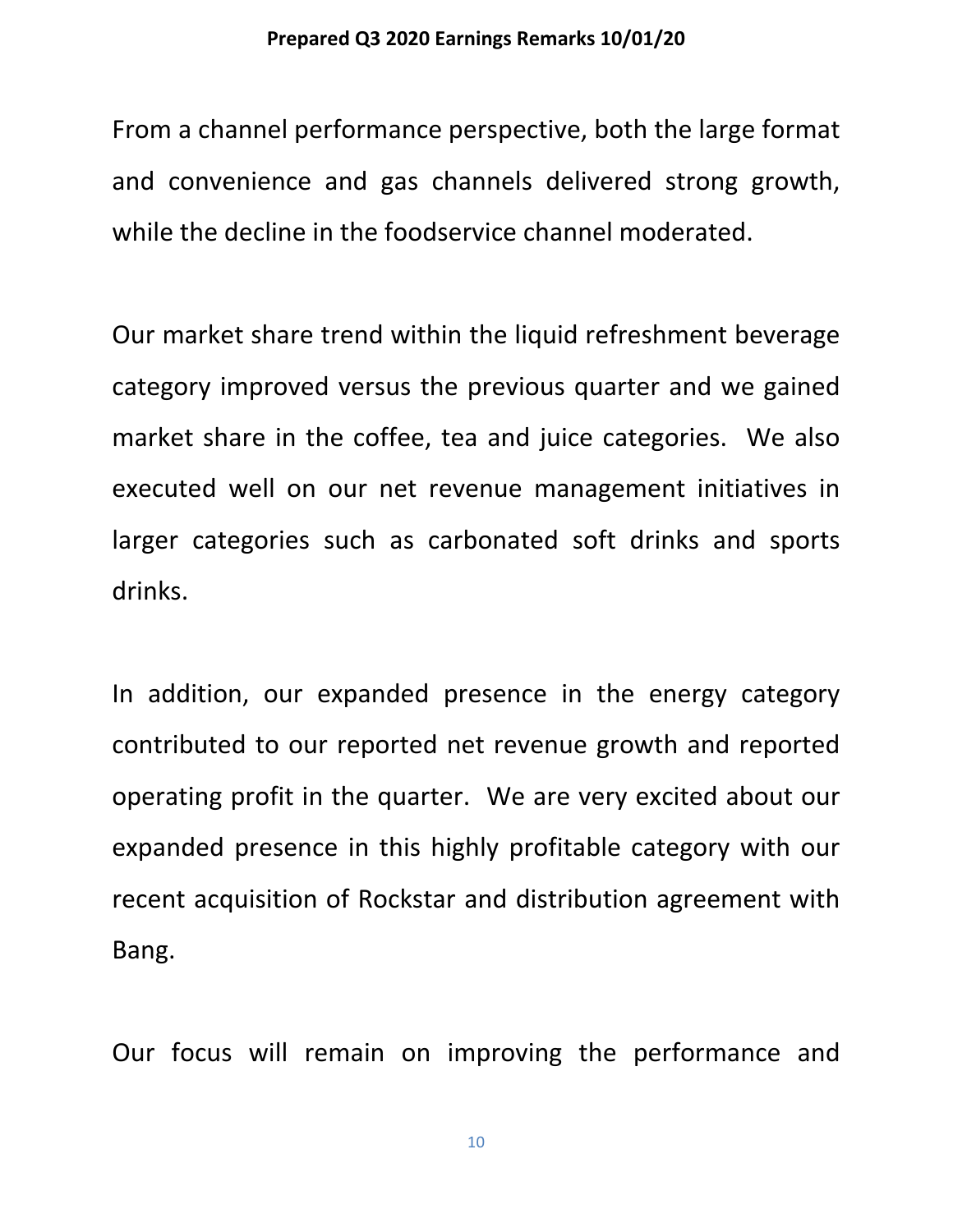From a channel performance perspective, both the large format and convenience and gas channels delivered strong growth, while the decline in the foodservice channel moderated.

Our market share trend within the liquid refreshment beverage category improved versus the previous quarter and we gained market share in the coffee, tea and juice categories. We also executed well on our net revenue management initiatives in larger categories such as carbonated soft drinks and sports drinks.

In addition, our expanded presence in the energy category contributed to our reported net revenue growth and reported operating profit in the quarter. We are very excited about our expanded presence in this highly profitable category with our recent acquisition of Rockstar and distribution agreement with Bang.

Our focus will remain on improving the performance and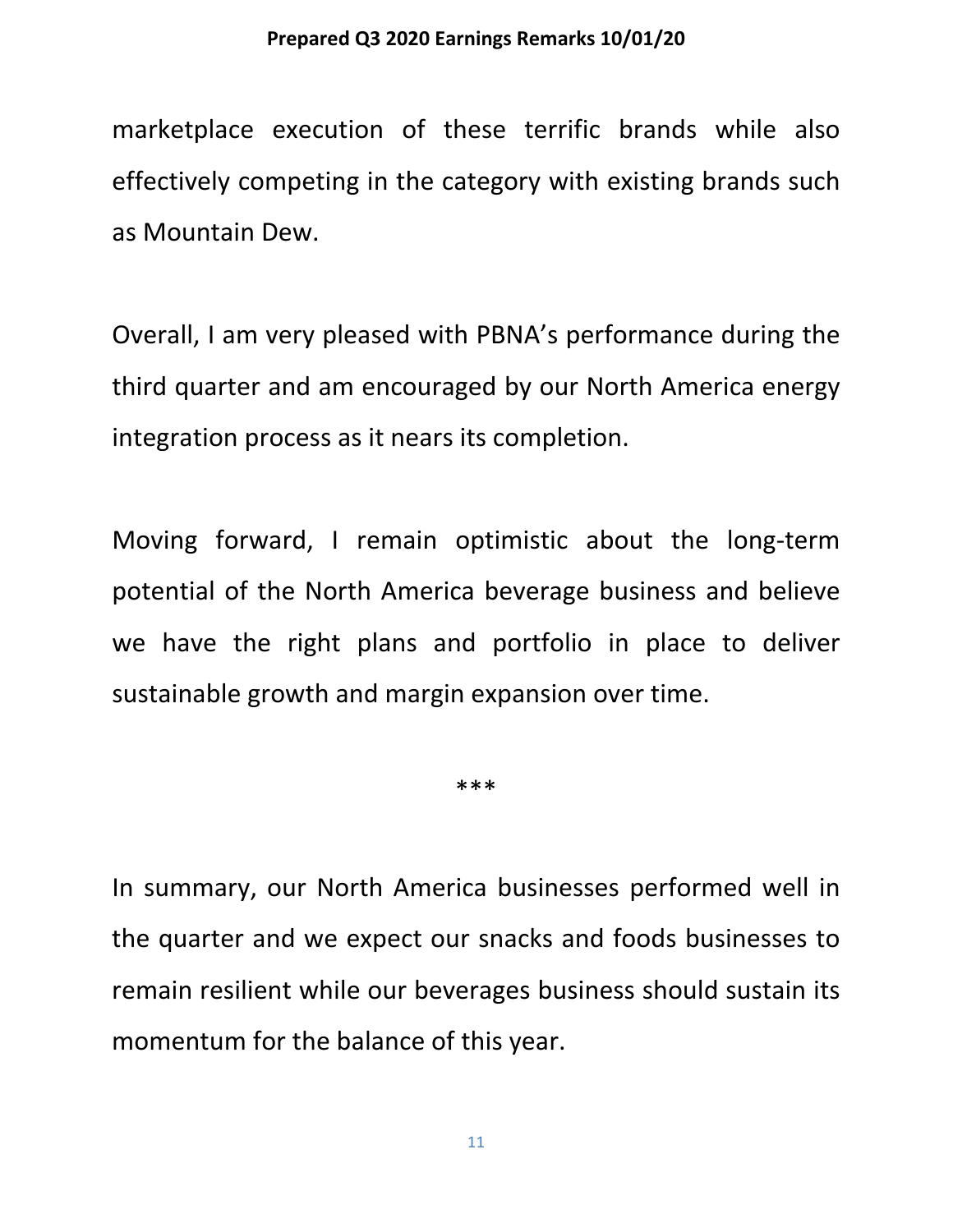marketplace execution of these terrific brands while also effectively competing in the category with existing brands such as Mountain Dew.

Overall, I am very pleased with PBNA's performance during the third quarter and am encouraged by our North America energy integration process as it nears its completion.

Moving forward, I remain optimistic about the long-term potential of the North America beverage business and believe we have the right plans and portfolio in place to deliver sustainable growth and margin expansion over time.

***

In summary, our North America businesses performed well in the quarter and we expect our snacks and foods businesses to remain resilient while our beverages business should sustain its momentum for the balance of this year.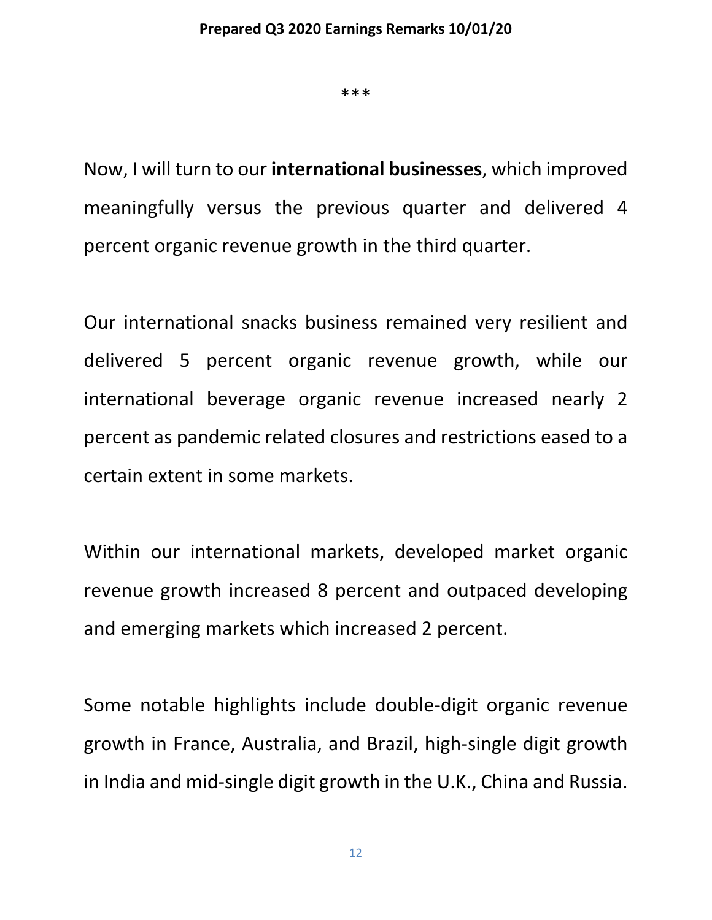***

Now, I will turn to our **international businesses**, which improved meaningfully versus the previous quarter and delivered 4 percent organic revenue growth in the third quarter.

Our international snacks business remained very resilient and delivered 5 percent organic revenue growth, while our international beverage organic revenue increased nearly 2 percent as pandemic related closures and restrictions eased to a certain extent in some markets.

Within our international markets, developed market organic revenue growth increased 8 percent and outpaced developing and emerging markets which increased 2 percent.

Some notable highlights include double-digit organic revenue growth in France, Australia, and Brazil, high-single digit growth in India and mid-single digit growth in the U.K., China and Russia.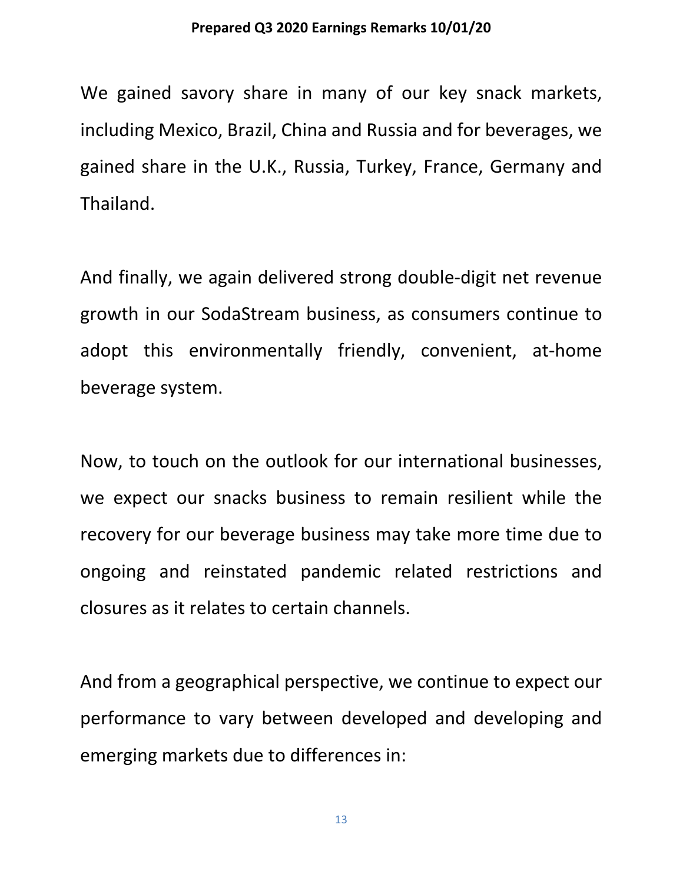We gained savory share in many of our key snack markets, including Mexico, Brazil, China and Russia and for beverages, we gained share in the U.K., Russia, Turkey, France, Germany and Thailand.

And finally, we again delivered strong double-digit net revenue growth in our SodaStream business, as consumers continue to adopt this environmentally friendly, convenient, at-home beverage system.

Now, to touch on the outlook for our international businesses, we expect our snacks business to remain resilient while the recovery for our beverage business may take more time due to ongoing and reinstated pandemic related restrictions and closures as it relates to certain channels.

And from a geographical perspective, we continue to expect our performance to vary between developed and developing and emerging markets due to differences in: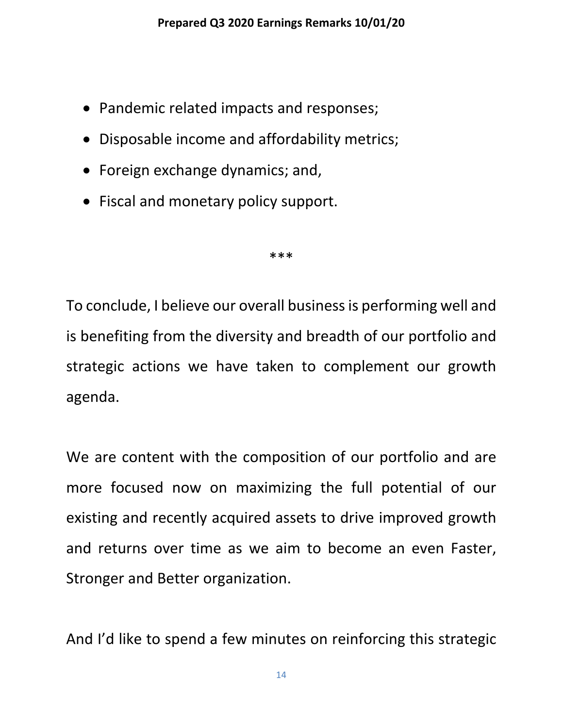- Pandemic related impacts and responses;
- Disposable income and affordability metrics;
- Foreign exchange dynamics; and,
- Fiscal and monetary policy support.

***

To conclude, I believe our overall business is performing well and is benefiting from the diversity and breadth of our portfolio and strategic actions we have taken to complement our growth agenda.

We are content with the composition of our portfolio and are more focused now on maximizing the full potential of our existing and recently acquired assets to drive improved growth and returns over time as we aim to become an even Faster, Stronger and Better organization.

And I'd like to spend a few minutes on reinforcing this strategic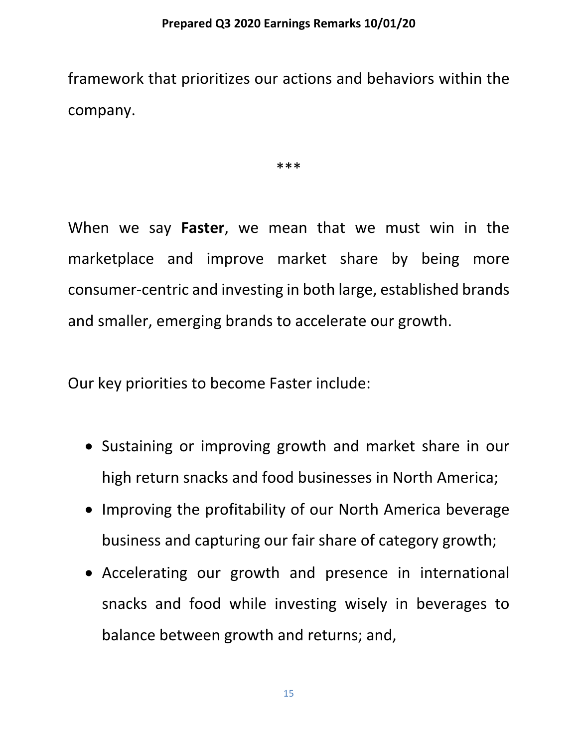framework that prioritizes our actions and behaviors within the company.

***

When we say **Faster**, we mean that we must win in the marketplace and improve market share by being more consumer-centric and investing in both large, established brands and smaller, emerging brands to accelerate our growth.

Our key priorities to become Faster include:

- Sustaining or improving growth and market share in our high return snacks and food businesses in North America;
- Improving the profitability of our North America beverage business and capturing our fair share of category growth;
- Accelerating our growth and presence in international snacks and food while investing wisely in beverages to balance between growth and returns; and,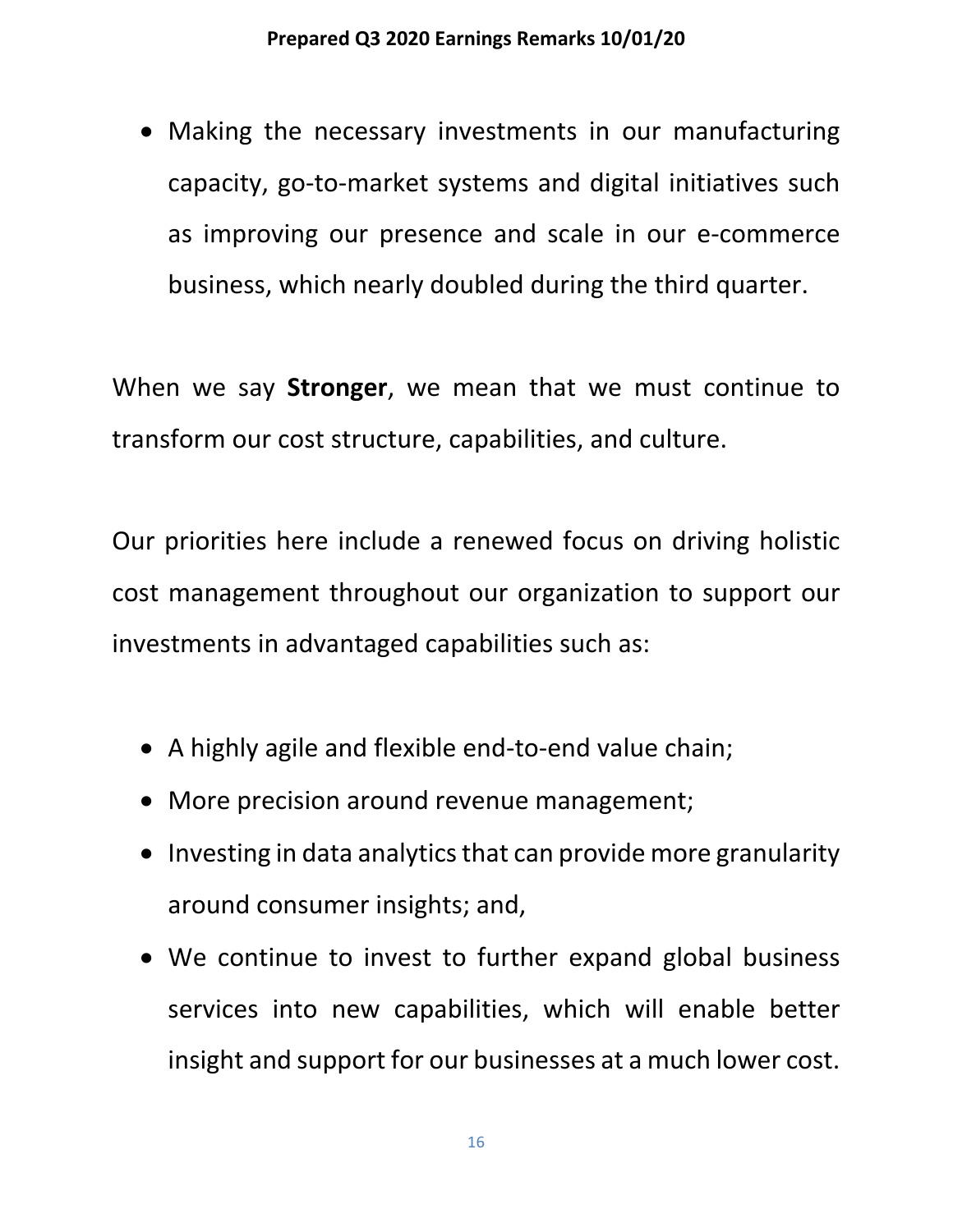- Making the necessary investments in our manufacturing capacity, go-to-market systems and digital initiatives such as improving our presence and scale in our e-commerce business, which nearly doubled during the third quarter.

When we say **Stronger**, we mean that we must continue to transform our cost structure, capabilities, and culture.

Our priorities here include a renewed focus on driving holistic cost management throughout our organization to support our investments in advantaged capabilities such as:

- A highly agile and flexible end-to-end value chain;
- More precision around revenue management;
- Investing in data analytics that can provide more granularity around consumer insights; and,
- We continue to invest to further expand global business services into new capabilities, which will enable better insight and support for our businesses at a much lower cost.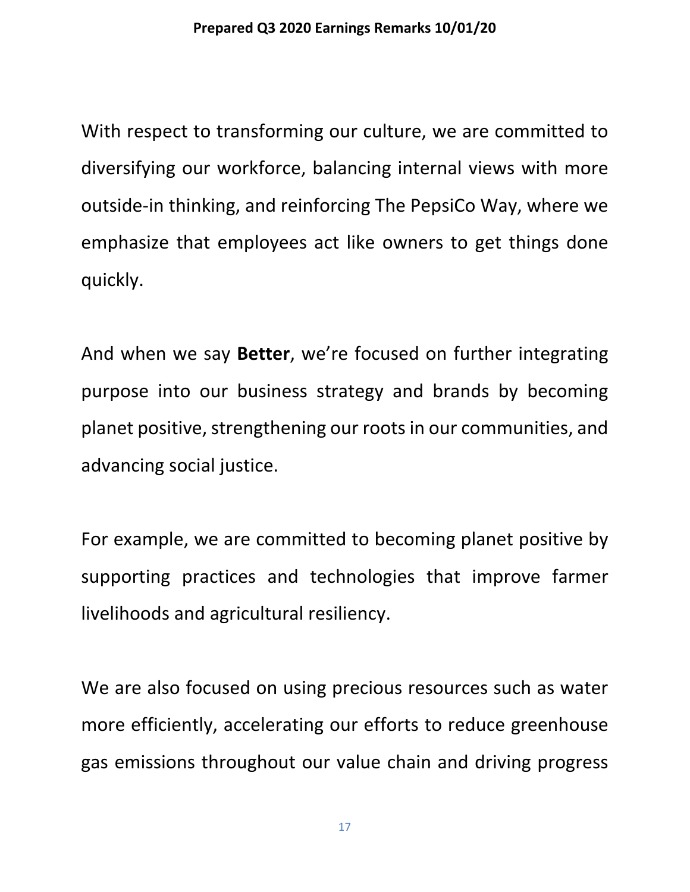With respect to transforming our culture, we are committed to diversifying our workforce, balancing internal views with more outside-in thinking, and reinforcing The PepsiCo Way, where we emphasize that employees act like owners to get things done quickly.

And when we say **Better**, we're focused on further integrating purpose into our business strategy and brands by becoming planet positive, strengthening our roots in our communities, and advancing social justice.

For example, we are committed to becoming planet positive by supporting practices and technologies that improve farmer livelihoods and agricultural resiliency.

We are also focused on using precious resources such as water more efficiently, accelerating our efforts to reduce greenhouse gas emissions throughout our value chain and driving progress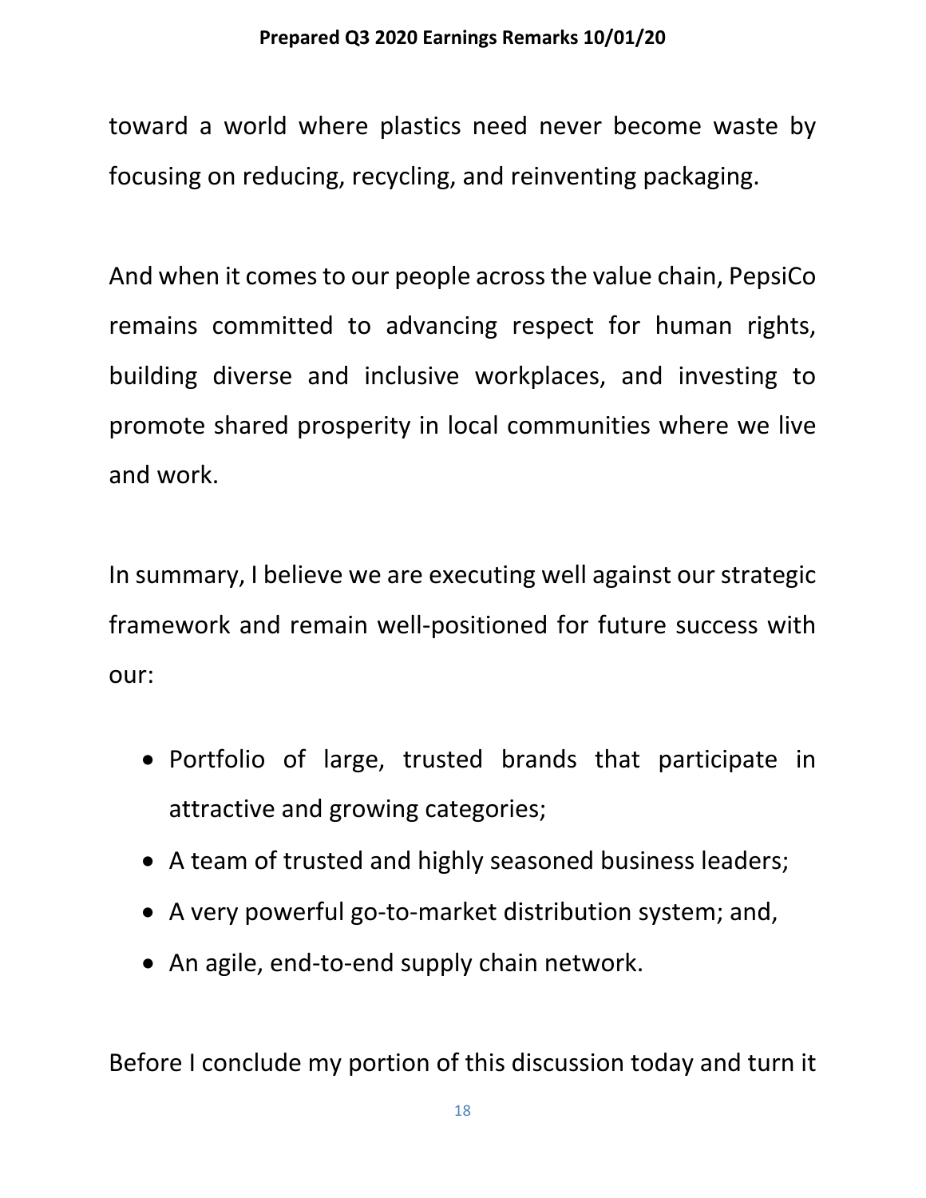toward a world where plastics need never become waste by focusing on reducing, recycling, and reinventing packaging.

And when it comes to our people across the value chain, PepsiCo remains committed to advancing respect for human rights, building diverse and inclusive workplaces, and investing to promote shared prosperity in local communities where we live and work.

In summary, I believe we are executing well against our strategic framework and remain well-positioned for future success with our:

- Portfolio of large, trusted brands that participate in attractive and growing categories;
- A team of trusted and highly seasoned business leaders;
- A very powerful go-to-market distribution system; and,
- An agile, end-to-end supply chain network.

Before I conclude my portion of this discussion today and turn it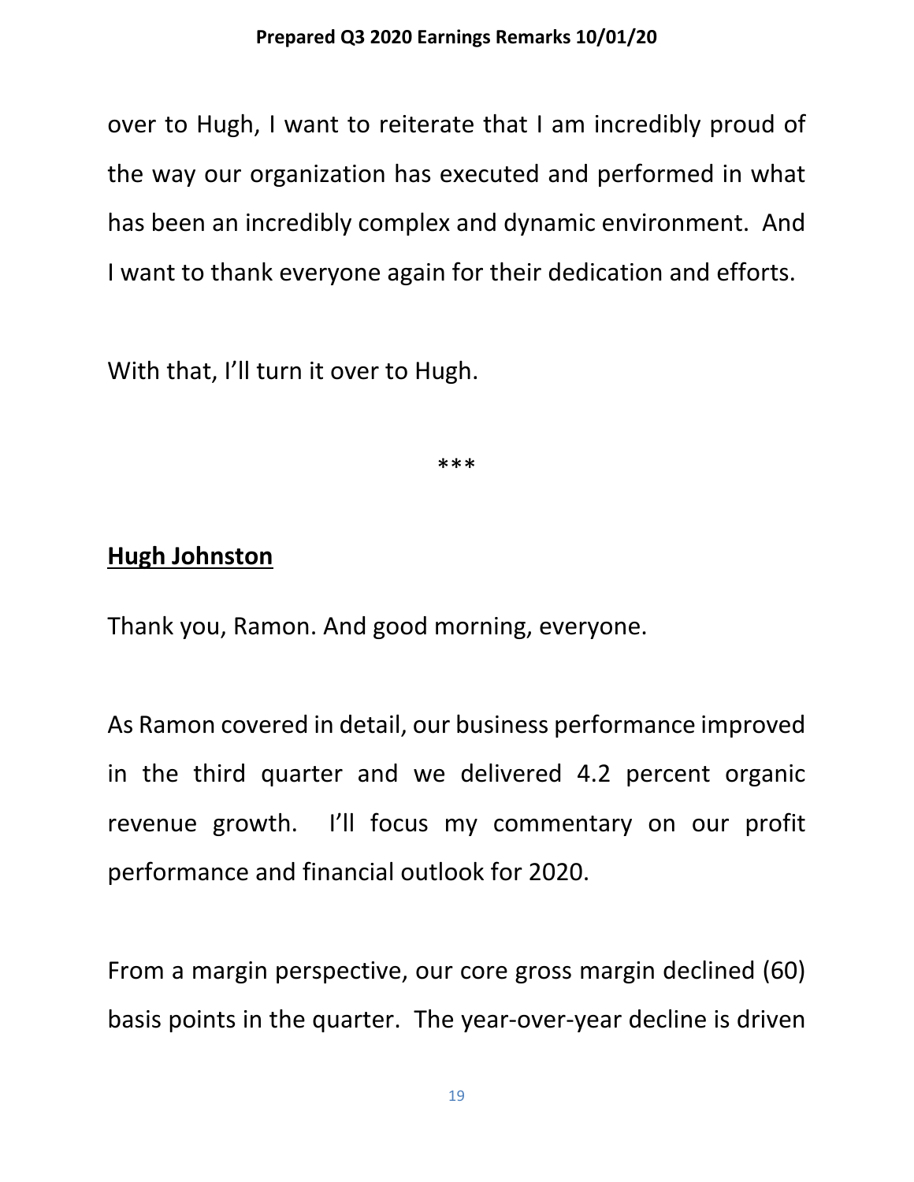over to Hugh, I want to reiterate that I am incredibly proud of the way our organization has executed and performed in what has been an incredibly complex and dynamic environment. And I want to thank everyone again for their dedication and efforts.

With that, I'll turn it over to Hugh.

***

**Hugh Johnston**

Thank you, Ramon. And good morning, everyone.

As Ramon covered in detail, our business performance improved in the third quarter and we delivered 4.2 percent organic revenue growth. I'll focus my commentary on our profit performance and financial outlook for 2020.

From a margin perspective, our core gross margin declined (60) basis points in the quarter. The year-over-year decline is driven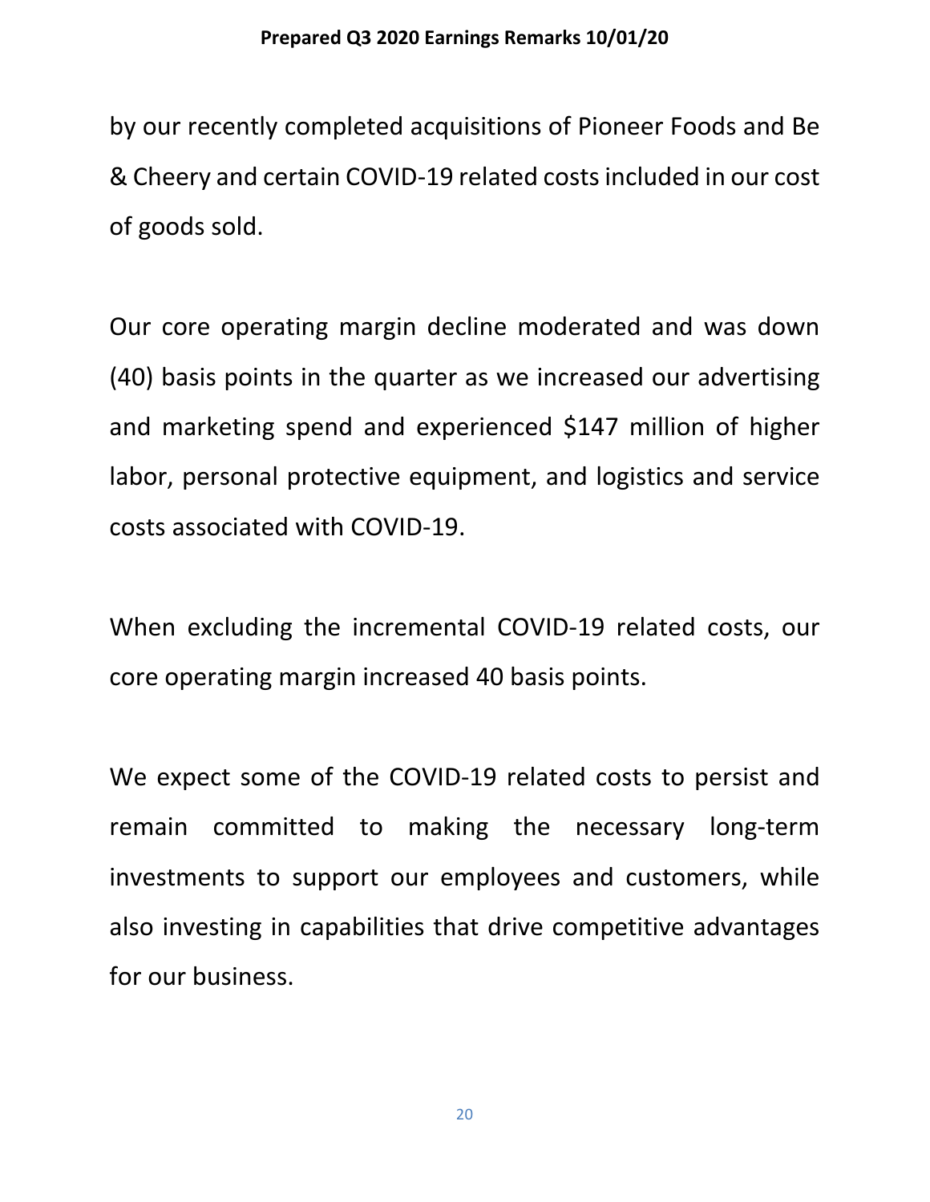by our recently completed acquisitions of Pioneer Foods and Be & Cheery and certain COVID-19 related costs included in our cost of goods sold.

Our core operating margin decline moderated and was down (40) basis points in the quarter as we increased our advertising and marketing spend and experienced $147 million of higher labor, personal protective equipment, and logistics and service costs associated with COVID-19.

When excluding the incremental COVID-19 related costs, our core operating margin increased 40 basis points.

We expect some of the COVID-19 related costs to persist and remain committed to making the necessary long-term investments to support our employees and customers, while also investing in capabilities that drive competitive advantages for our business.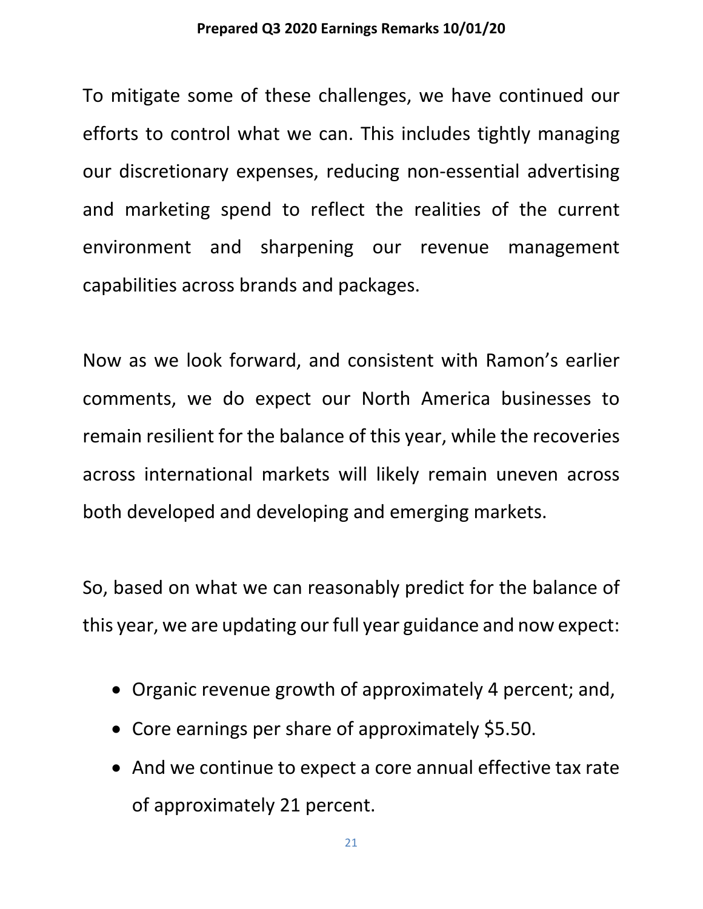To mitigate some of these challenges, we have continued our efforts to control what we can. This includes tightly managing our discretionary expenses, reducing non-essential advertising and marketing spend to reflect the realities of the current environment and sharpening our revenue management capabilities across brands and packages.

Now as we look forward, and consistent with Ramon's earlier comments, we do expect our North America businesses to remain resilient for the balance of this year, while the recoveries across international markets will likely remain uneven across both developed and developing and emerging markets.

So, based on what we can reasonably predict for the balance of this year, we are updating our full year guidance and now expect:

- Organic revenue growth of approximately 4 percent; and,
- Core earnings per share of approximately $5.50.
- And we continue to expect a core annual effective tax rate of approximately 21 percent.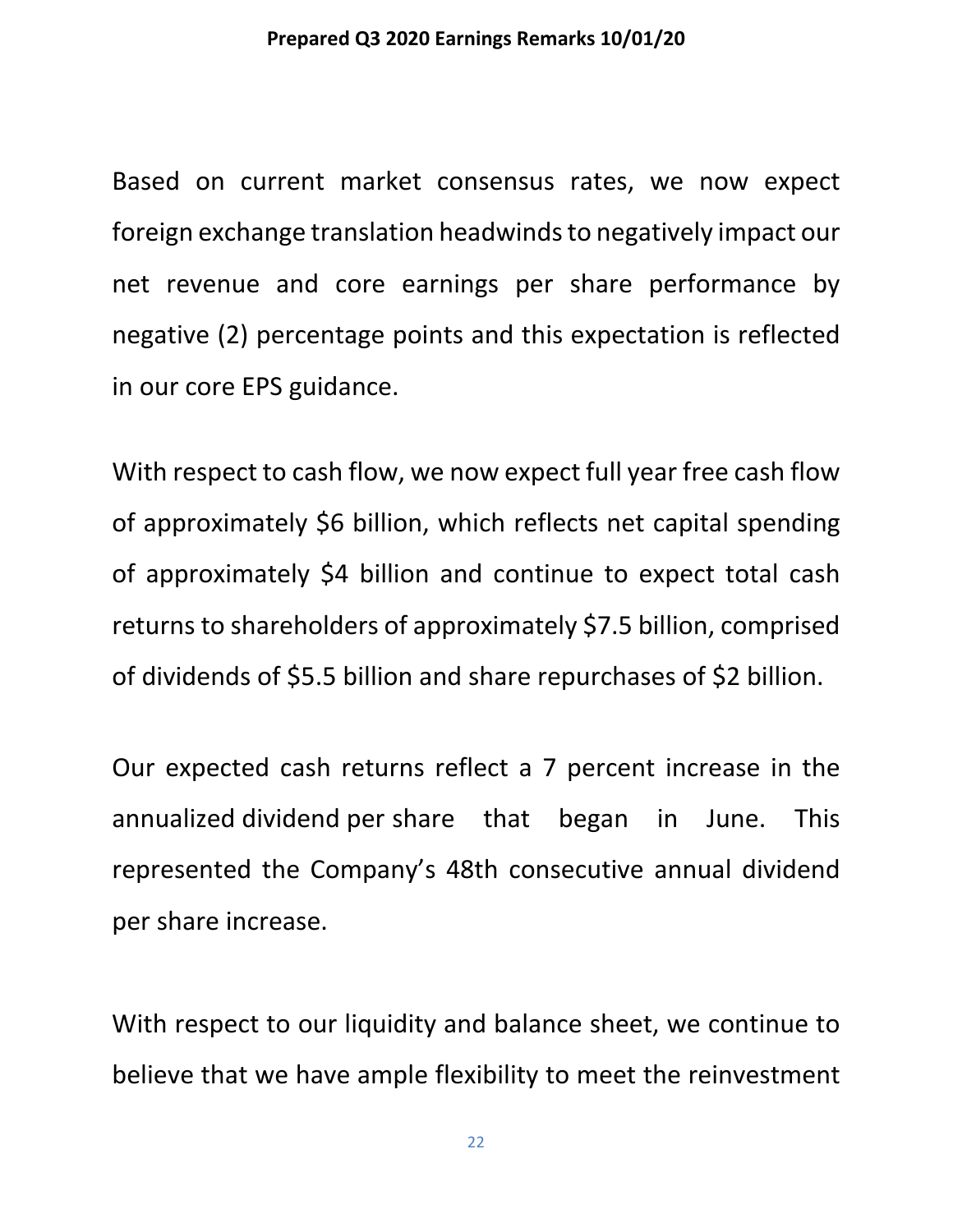Based on current market consensus rates, we now expect foreign exchange translation headwinds to negatively impact our net revenue and core earnings per share performance by negative (2) percentage points and this expectation is reflected in our core EPS guidance.

With respect to cash flow, we now expect full year free cash flow of approximately $6 billion, which reflects net capital spending of approximately $4 billion and continue to expect total cash returns to shareholders of approximately $7.5 billion, comprised of dividends of $5.5 billion and share repurchases of $2 billion.

Our expected cash returns reflect a 7 percent increase in the annualized dividend per share that began in June. This represented the Company's 48th consecutive annual dividend per share increase.

With respect to our liquidity and balance sheet, we continue to believe that we have ample flexibility to meet the reinvestment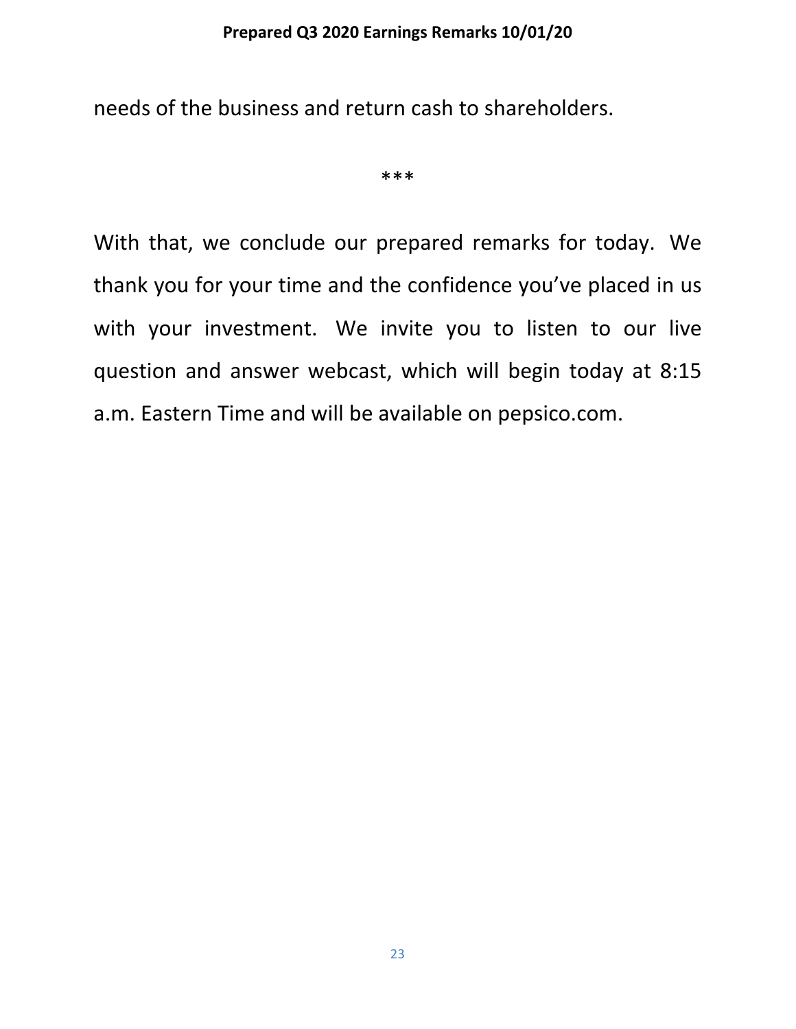needs of the business and return cash to shareholders.

***

With that, we conclude our prepared remarks for today. We thank you for your time and the confidence you've placed in us with your investment. We invite you to listen to our live question and answer webcast, which will begin today at 8:15 a.m. Eastern Time and will be available on pepsico.com.